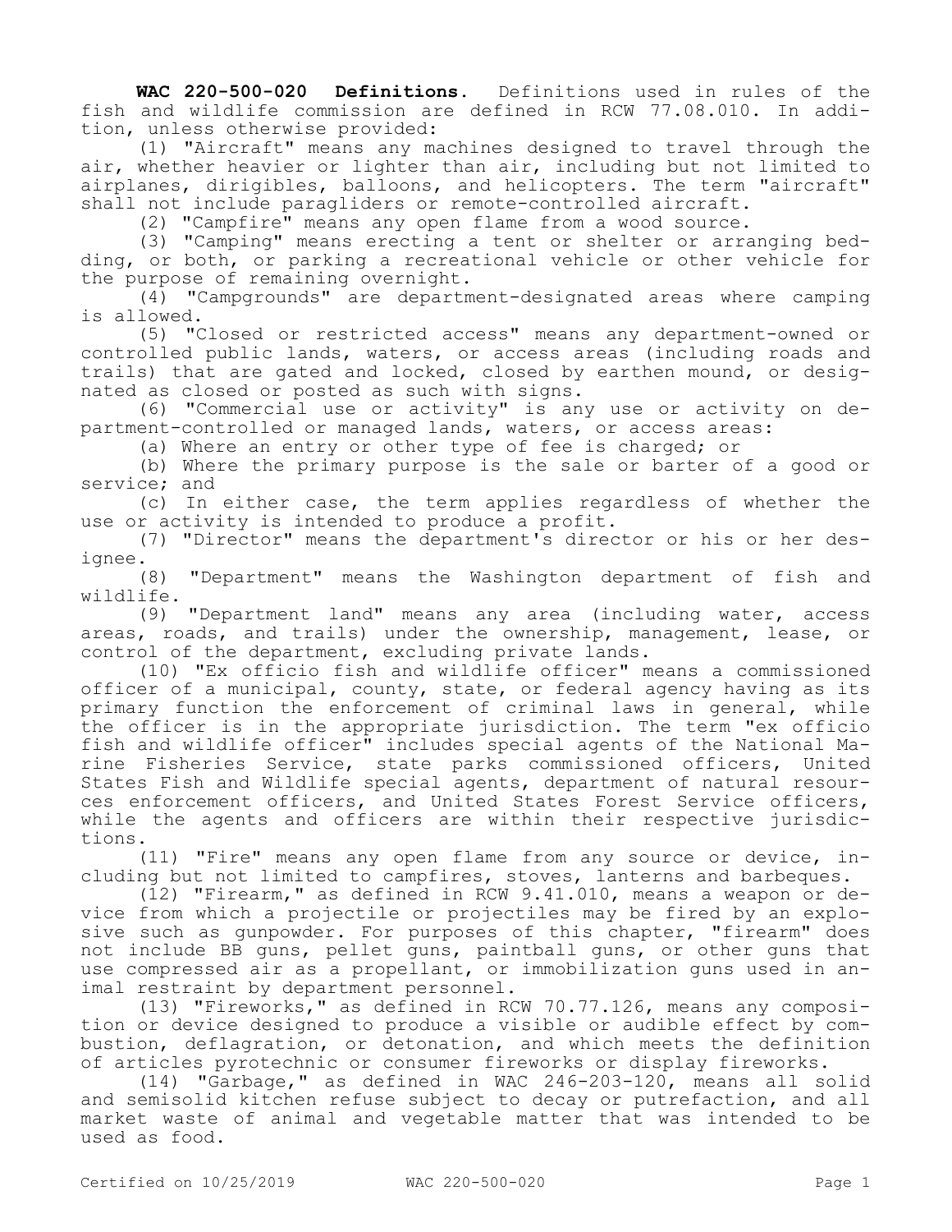**WAC 220-500-020 Definitions.** Definitions used in rules of the fish and wildlife commission are defined in RCW 77.08.010. In addition, unless otherwise provided:

(1) "Aircraft" means any machines designed to travel through the air, whether heavier or lighter than air, including but not limited to airplanes, dirigibles, balloons, and helicopters. The term "aircraft" shall not include paragliders or remote-controlled aircraft.

(2) "Campfire" means any open flame from a wood source.

(3) "Camping" means erecting a tent or shelter or arranging bedding, or both, or parking a recreational vehicle or other vehicle for the purpose of remaining overnight.

(4) "Campgrounds" are department-designated areas where camping is allowed.

(5) "Closed or restricted access" means any department-owned or controlled public lands, waters, or access areas (including roads and trails) that are gated and locked, closed by earthen mound, or designated as closed or posted as such with signs.

(6) "Commercial use or activity" is any use or activity on department-controlled or managed lands, waters, or access areas:

(a) Where an entry or other type of fee is charged; or

(b) Where the primary purpose is the sale or barter of a good or service; and

(c) In either case, the term applies regardless of whether the use or activity is intended to produce a profit.

(7) "Director" means the department's director or his or her designee.

(8) "Department" means the Washington department of fish and wildlife.

(9) "Department land" means any area (including water, access areas, roads, and trails) under the ownership, management, lease, or control of the department, excluding private lands.

(10) "Ex officio fish and wildlife officer" means a commissioned officer of a municipal, county, state, or federal agency having as its primary function the enforcement of criminal laws in general, while the officer is in the appropriate jurisdiction. The term "ex officio fish and wildlife officer" includes special agents of the National Marine Fisheries Service, state parks commissioned officers, United States Fish and Wildlife special agents, department of natural resources enforcement officers, and United States Forest Service officers, while the agents and officers are within their respective jurisdictions.

(11) "Fire" means any open flame from any source or device, including but not limited to campfires, stoves, lanterns and barbeques.

(12) "Firearm," as defined in RCW 9.41.010, means a weapon or device from which a projectile or projectiles may be fired by an explosive such as gunpowder. For purposes of this chapter, "firearm" does not include BB guns, pellet guns, paintball guns, or other guns that use compressed air as a propellant, or immobilization guns used in animal restraint by department personnel.

(13) "Fireworks," as defined in RCW 70.77.126, means any composition or device designed to produce a visible or audible effect by combustion, deflagration, or detonation, and which meets the definition of articles pyrotechnic or consumer fireworks or display fireworks.

(14) "Garbage," as defined in WAC 246-203-120, means all solid and semisolid kitchen refuse subject to decay or putrefaction, and all market waste of animal and vegetable matter that was intended to be used as food.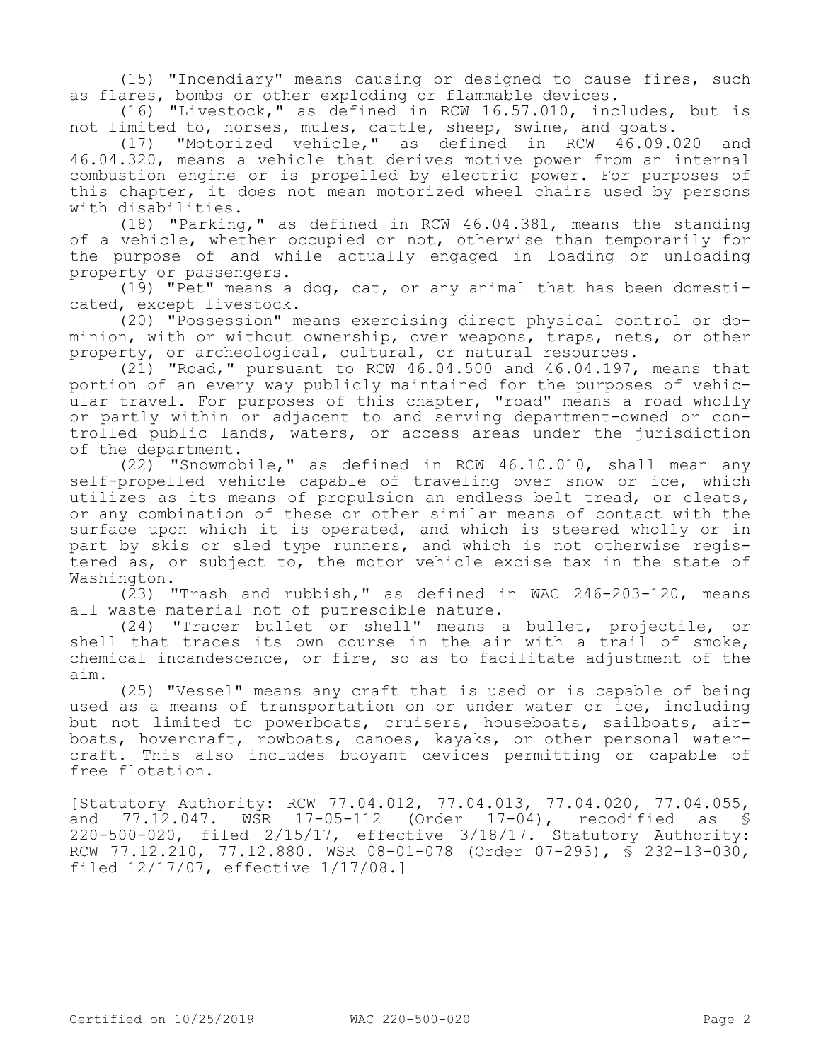(15) "Incendiary" means causing or designed to cause fires, such as flares, bombs or other exploding or flammable devices.

(16) "Livestock," as defined in RCW 16.57.010, includes, but is not limited to, horses, mules, cattle, sheep, swine, and goats.

(17) "Motorized vehicle," as defined in RCW 46.09.020 and 46.04.320, means a vehicle that derives motive power from an internal combustion engine or is propelled by electric power. For purposes of this chapter, it does not mean motorized wheel chairs used by persons with disabilities.

(18) "Parking," as defined in RCW 46.04.381, means the standing of a vehicle, whether occupied or not, otherwise than temporarily for the purpose of and while actually engaged in loading or unloading property or passengers.

(19) "Pet" means a dog, cat, or any animal that has been domesticated, except livestock.

(20) "Possession" means exercising direct physical control or dominion, with or without ownership, over weapons, traps, nets, or other property, or archeological, cultural, or natural resources.

(21) "Road," pursuant to RCW 46.04.500 and 46.04.197, means that portion of an every way publicly maintained for the purposes of vehicular travel. For purposes of this chapter, "road" means a road wholly or partly within or adjacent to and serving department-owned or controlled public lands, waters, or access areas under the jurisdiction of the department.

(22) "Snowmobile," as defined in RCW 46.10.010, shall mean any self-propelled vehicle capable of traveling over snow or ice, which utilizes as its means of propulsion an endless belt tread, or cleats, or any combination of these or other similar means of contact with the surface upon which it is operated, and which is steered wholly or in part by skis or sled type runners, and which is not otherwise registered as, or subject to, the motor vehicle excise tax in the state of Washington.

(23) "Trash and rubbish," as defined in WAC 246-203-120, means all waste material not of putrescible nature.

(24) "Tracer bullet or shell" means a bullet, projectile, or shell that traces its own course in the air with a trail of smoke, chemical incandescence, or fire, so as to facilitate adjustment of the aim.

(25) "Vessel" means any craft that is used or is capable of being used as a means of transportation on or under water or ice, including but not limited to powerboats, cruisers, houseboats, sailboats, airboats, hovercraft, rowboats, canoes, kayaks, or other personal watercraft. This also includes buoyant devices permitting or capable of free flotation.

[Statutory Authority: RCW 77.04.012, 77.04.013, 77.04.020, 77.04.055, and 77.12.047. WSR 17-05-112 (Order 17-04), recodified as § 220-500-020, filed 2/15/17, effective 3/18/17. Statutory Authority: RCW 77.12.210, 77.12.880. WSR 08-01-078 (Order 07-293), § 232-13-030, filed 12/17/07, effective 1/17/08.]